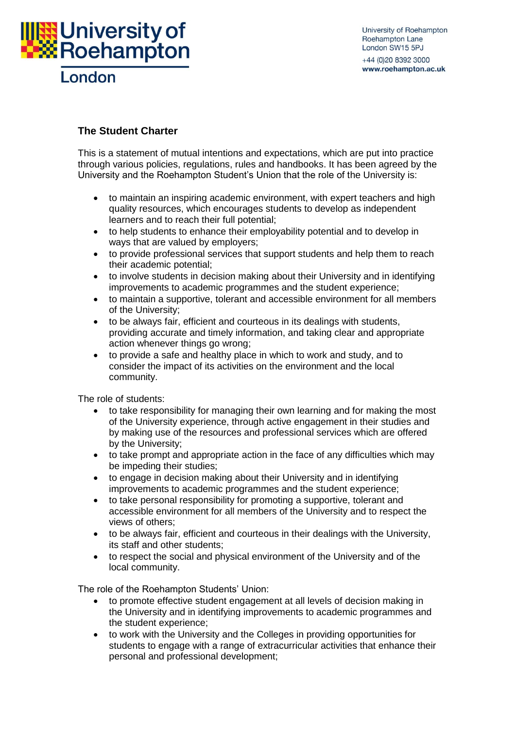University of Roehampton London

University of Roehampton
Roehampton Lane
London SW15 5PJ
+44 (0)20 8392 3000
www.roehampton.ac.uk

## The Student Charter

This is a statement of mutual intentions and expectations, which are put into practice through various policies, regulations, rules and handbooks. It has been agreed by the University and the Roehampton Student's Union that the role of the University is:

- to maintain an inspiring academic environment, with expert teachers and high quality resources, which encourages students to develop as independent learners and to reach their full potential;
- to help students to enhance their employability potential and to develop in ways that are valued by employers;
- to provide professional services that support students and help them to reach their academic potential;
- to involve students in decision making about their University and in identifying improvements to academic programmes and the student experience;
- to maintain a supportive, tolerant and accessible environment for all members of the University;
- to be always fair, efficient and courteous in its dealings with students, providing accurate and timely information, and taking clear and appropriate action whenever things go wrong;
- to provide a safe and healthy place in which to work and study, and to consider the impact of its activities on the environment and the local community.

The role of students:

- to take responsibility for managing their own learning and for making the most of the University experience, through active engagement in their studies and by making use of the resources and professional services which are offered by the University;
- to take prompt and appropriate action in the face of any difficulties which may be impeding their studies;
- to engage in decision making about their University and in identifying improvements to academic programmes and the student experience;
- to take personal responsibility for promoting a supportive, tolerant and accessible environment for all members of the University and to respect the views of others;
- to be always fair, efficient and courteous in their dealings with the University, its staff and other students;
- to respect the social and physical environment of the University and of the local community.

The role of the Roehampton Students' Union:

- to promote effective student engagement at all levels of decision making in the University and in identifying improvements to academic programmes and the student experience;
- to work with the University and the Colleges in providing opportunities for students to engage with a range of extracurricular activities that enhance their personal and professional development;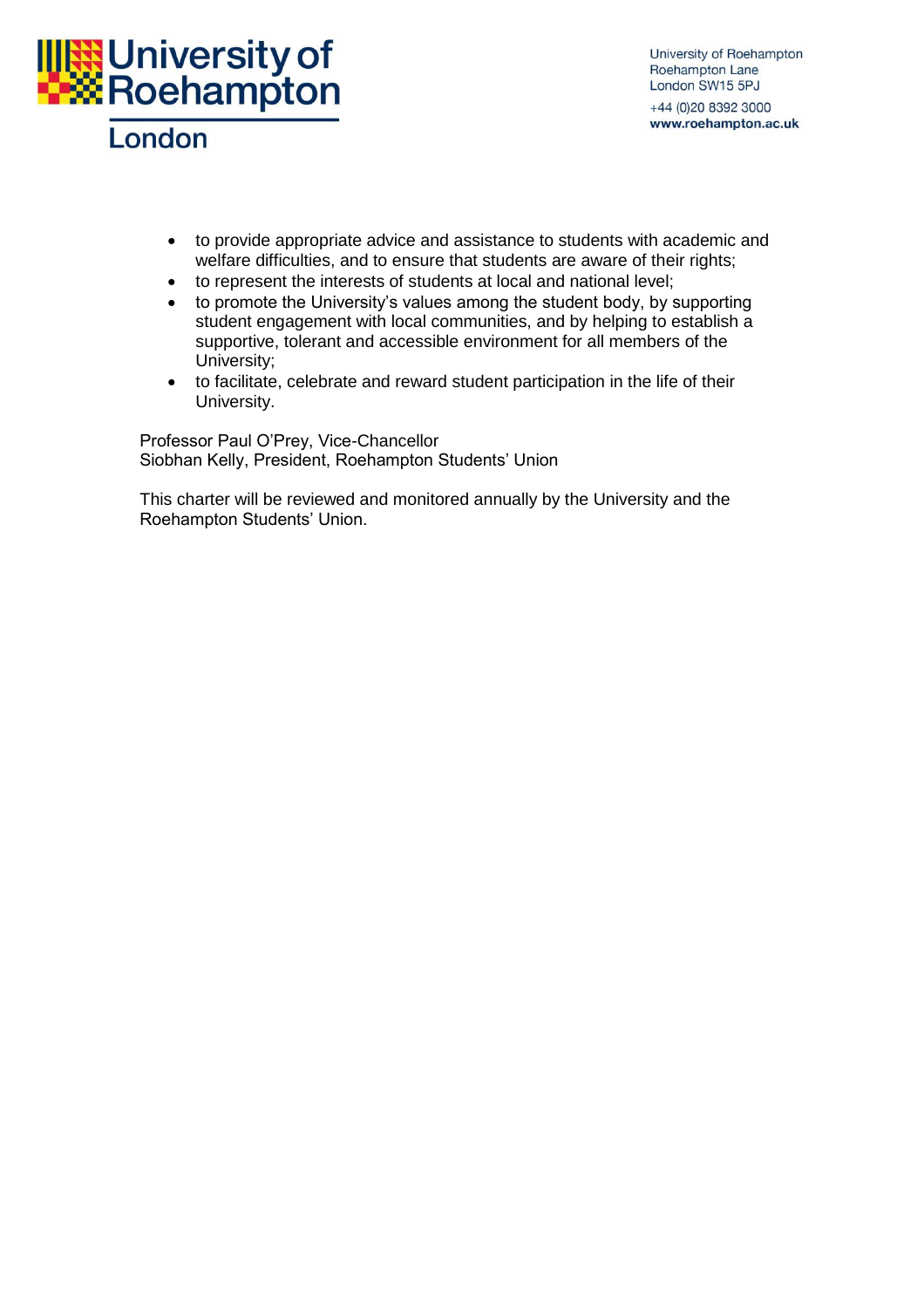- to provide appropriate advice and assistance to students with academic and welfare difficulties, and to ensure that students are aware of their rights;
- to represent the interests of students at local and national level;
- to promote the University's values among the student body, by supporting student engagement with local communities, and by helping to establish a supportive, tolerant and accessible environment for all members of the University;
- to facilitate, celebrate and reward student participation in the life of their University.

Professor Paul O'Prey, Vice-Chancellor
Siobhan Kelly, President, Roehampton Students' Union

This charter will be reviewed and monitored annually by the University and the Roehampton Students' Union.